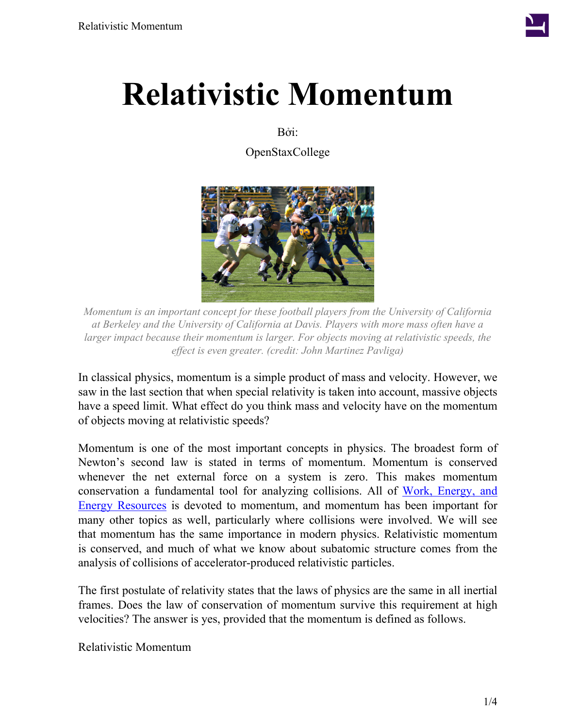# Relativistic Momentum

Bởi:

OpenStaxCollege

*Momentum is an important concept for these football players from the University of California at Berkeley and the University of California at Davis. Players with more mass often have a larger impact because their momentum is larger. For objects moving at relativistic speeds, the effect is even greater. (credit: John Martinez Pavliga)*

In classical physics, momentum is a simple product of mass and velocity. However, we saw in the last section that when special relativity is taken into account, massive objects have a speed limit. What effect do you think mass and velocity have on the momentum of objects moving at relativistic speeds?

Momentum is one of the most important concepts in physics. The broadest form of Newton's second law is stated in terms of momentum. Momentum is conserved whenever the net external force on a system is zero. This makes momentum conservation a fundamental tool for analyzing collisions. All of [Work, Energy, and Energy Resources] is devoted to momentum, and momentum has been important for many other topics as well, particularly where collisions were involved. We will see that momentum has the same importance in modern physics. Relativistic momentum is conserved, and much of what we know about subatomic structure comes from the analysis of collisions of accelerator-produced relativistic particles.

The first postulate of relativity states that the laws of physics are the same in all inertial frames. Does the law of conservation of momentum survive this requirement at high velocities? The answer is yes, provided that the momentum is defined as follows.

Relativistic Momentum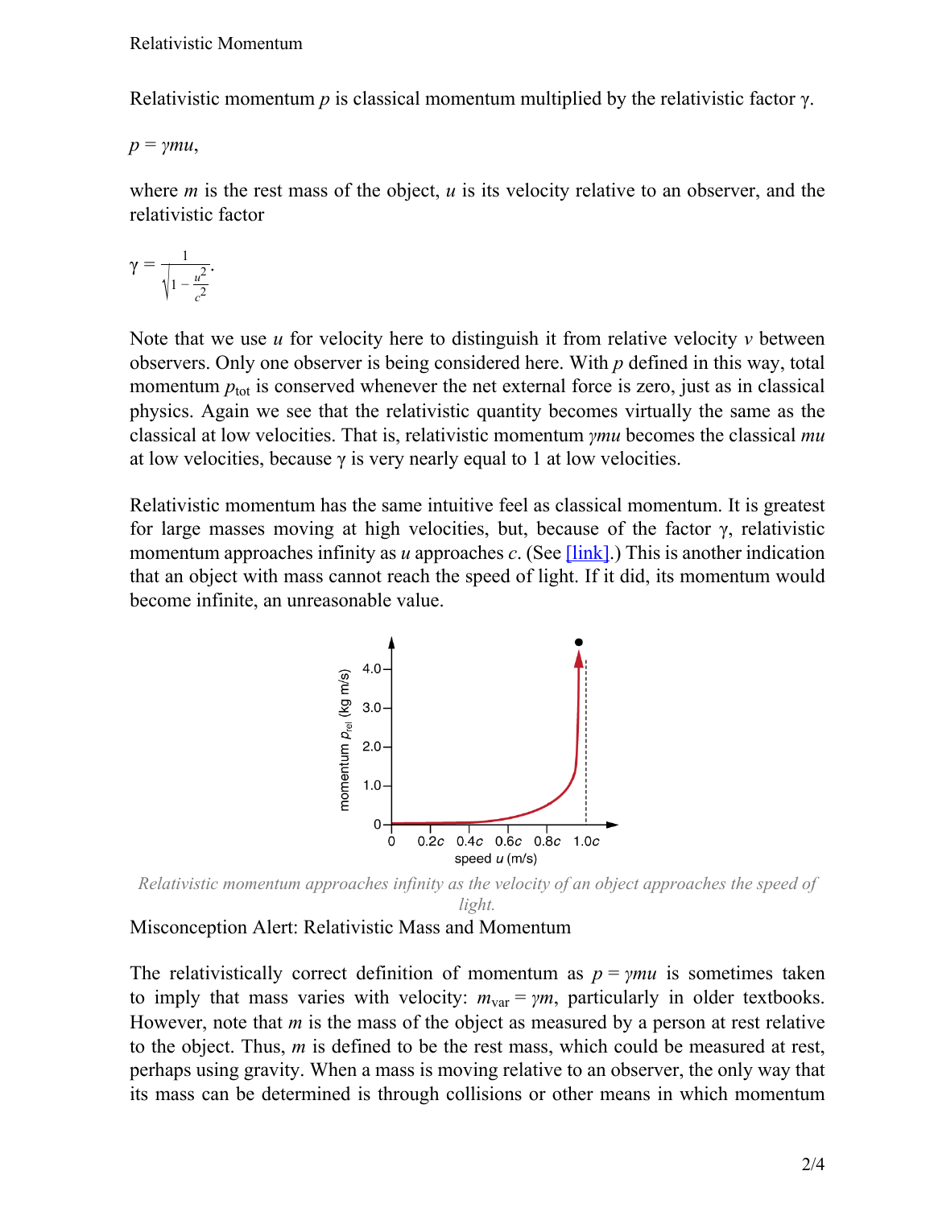Relativistic Momentum

Relativistic momentum $p$ is classical momentum multiplied by the relativistic factor $\gamma$.

$$p = \gamma mu,$$

where $m$ is the rest mass of the object, $u$ is its velocity relative to an observer, and the relativistic factor

$$\gamma = \frac{1}{\sqrt{1 - \frac{u^2}{c^2}}}.$$

Note that we use $u$ for velocity here to distinguish it from relative velocity $v$ between observers. Only one observer is being considered here. With $p$ defined in this way, total momentum $p_{\text{tot}}$ is conserved whenever the net external force is zero, just as in classical physics. Again we see that the relativistic quantity becomes virtually the same as the classical at low velocities. That is, relativistic momentum $\gamma mu$ becomes the classical $mu$ at low velocities, because $\gamma$ is very nearly equal to 1 at low velocities.

Relativistic momentum has the same intuitive feel as classical momentum. It is greatest for large masses moving at high velocities, but, because of the factor $\gamma$, relativistic momentum approaches infinity as $u$ approaches $c$. (See [link].) This is another indication that an object with mass cannot reach the speed of light. If it did, its momentum would become infinite, an unreasonable value.

*Relativistic momentum approaches infinity as the velocity of an object approaches the speed of light.*

Misconception Alert: Relativistic Mass and Momentum

The relativistically correct definition of momentum as $p = \gamma mu$ is sometimes taken to imply that mass varies with velocity: $m_{\text{var}} = \gamma m$, particularly in older textbooks. However, note that $m$ is the mass of the object as measured by a person at rest relative to the object. Thus, $m$ is defined to be the rest mass, which could be measured at rest, perhaps using gravity. When a mass is moving relative to an observer, the only way that its mass can be determined is through collisions or other means in which momentum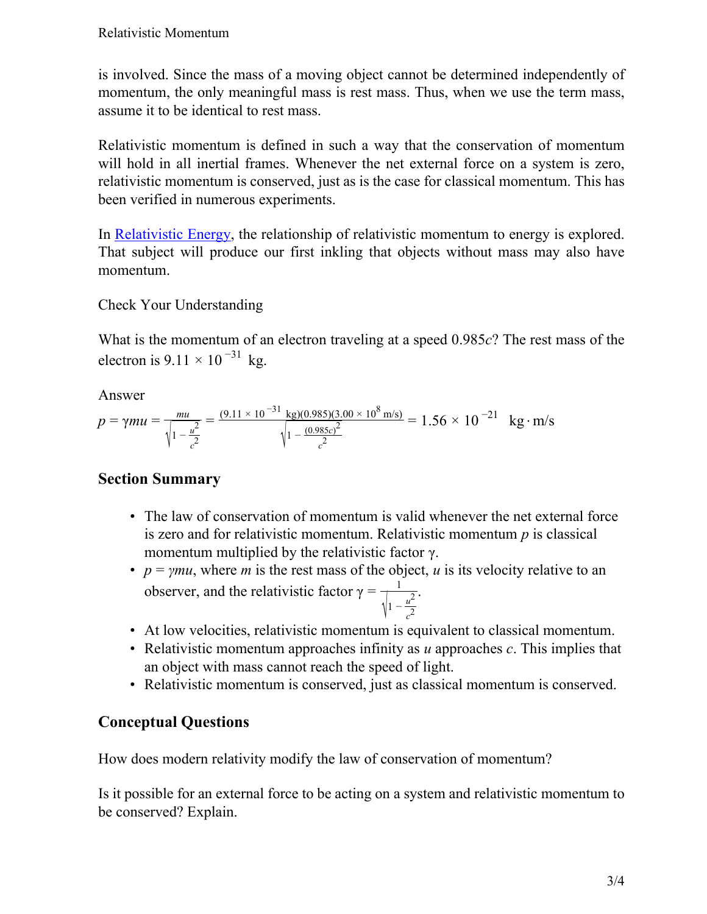is involved. Since the mass of a moving object cannot be determined independently of momentum, the only meaningful mass is rest mass. Thus, when we use the term mass, assume it to be identical to rest mass.

Relativistic momentum is defined in such a way that the conservation of momentum will hold in all inertial frames. Whenever the net external force on a system is zero, relativistic momentum is conserved, just as is the case for classical momentum. This has been verified in numerous experiments.

In Relativistic Energy, the relationship of relativistic momentum to energy is explored. That subject will produce our first inkling that objects without mass may also have momentum.

Check Your Understanding

What is the momentum of an electron traveling at a speed $0.985c$? The rest mass of the electron is $9.11 \times 10^{-31}$ kg.

Answer

$$p = \gamma mu = \frac{mu}{\sqrt{1 - \frac{u^2}{c^2}}} = \frac{(9.11 \times 10^{-31}\ \text{kg})(0.985)(3.00 \times 10^8\ \text{m/s})}{\sqrt{1 - \frac{(0.985c)^2}{c^2}}} = 1.56 \times 10^{-21}\ \text{kg} \cdot \text{m/s}$$

## Section Summary

- The law of conservation of momentum is valid whenever the net external force is zero and for relativistic momentum. Relativistic momentum $p$ is classical momentum multiplied by the relativistic factor $\gamma$.
- $p = \gamma mu$, where $m$ is the rest mass of the object, $u$ is its velocity relative to an observer, and the relativistic factor $\gamma = \frac{1}{\sqrt{1 - \frac{u^2}{c^2}}}$.
- At low velocities, relativistic momentum is equivalent to classical momentum.
- Relativistic momentum approaches infinity as $u$ approaches $c$. This implies that an object with mass cannot reach the speed of light.
- Relativistic momentum is conserved, just as classical momentum is conserved.

## Conceptual Questions

How does modern relativity modify the law of conservation of momentum?

Is it possible for an external force to be acting on a system and relativistic momentum to be conserved? Explain.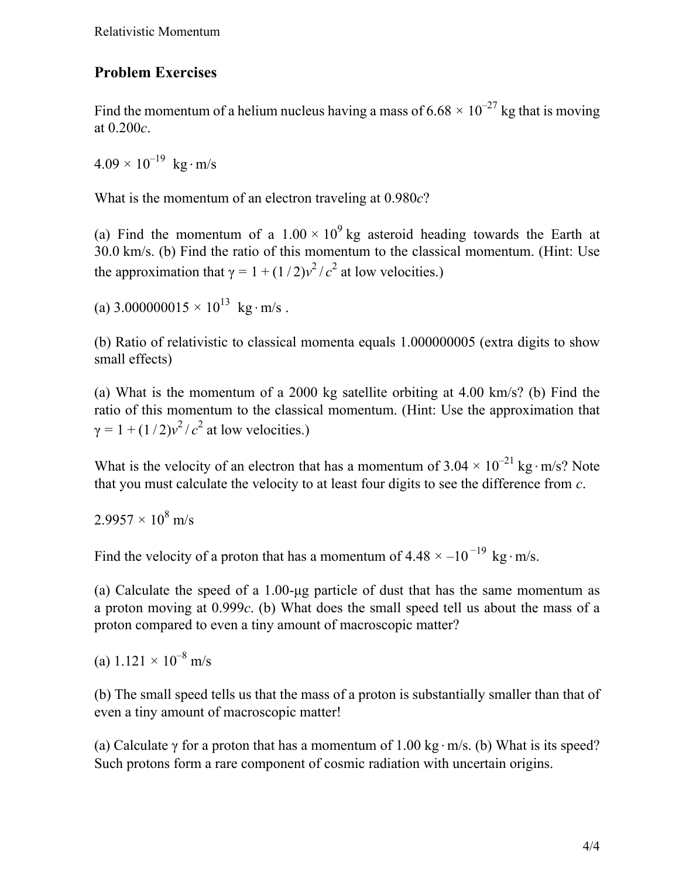## Problem Exercises

Find the momentum of a helium nucleus having a mass of $6.68 \times 10^{-27}$ kg that is moving at $0.200c$.

$4.09 \times 10^{-19}\ \text{kg} \cdot \text{m/s}$

What is the momentum of an electron traveling at $0.980c$?

(a) Find the momentum of a $1.00 \times 10^{9}$ kg asteroid heading towards the Earth at 30.0 km/s. (b) Find the ratio of this momentum to the classical momentum. (Hint: Use the approximation that $\gamma = 1 + (1/2)v^2/c^2$ at low velocities.)

(a) $3.000000015 \times 10^{13}\ \text{kg} \cdot \text{m/s}$ .

(b) Ratio of relativistic to classical momenta equals 1.000000005 (extra digits to show small effects)

(a) What is the momentum of a 2000 kg satellite orbiting at 4.00 km/s? (b) Find the ratio of this momentum to the classical momentum. (Hint: Use the approximation that $\gamma = 1 + (1/2)v^2/c^2$ at low velocities.)

What is the velocity of an electron that has a momentum of $3.04 \times 10^{-21}\ \text{kg} \cdot \text{m/s}$? Note that you must calculate the velocity to at least four digits to see the difference from $c$.

$2.9957 \times 10^{8}$ m/s

Find the velocity of a proton that has a momentum of $4.48 \times -10^{-19}\ \text{kg} \cdot \text{m/s}$.

(a) Calculate the speed of a 1.00-μg particle of dust that has the same momentum as a proton moving at $0.999c$. (b) What does the small speed tell us about the mass of a proton compared to even a tiny amount of macroscopic matter?

(a) $1.121 \times 10^{-8}$ m/s

(b) The small speed tells us that the mass of a proton is substantially smaller than that of even a tiny amount of macroscopic matter!

(a) Calculate $\gamma$ for a proton that has a momentum of $1.00\ \text{kg} \cdot \text{m/s}$. (b) What is its speed? Such protons form a rare component of cosmic radiation with uncertain origins.